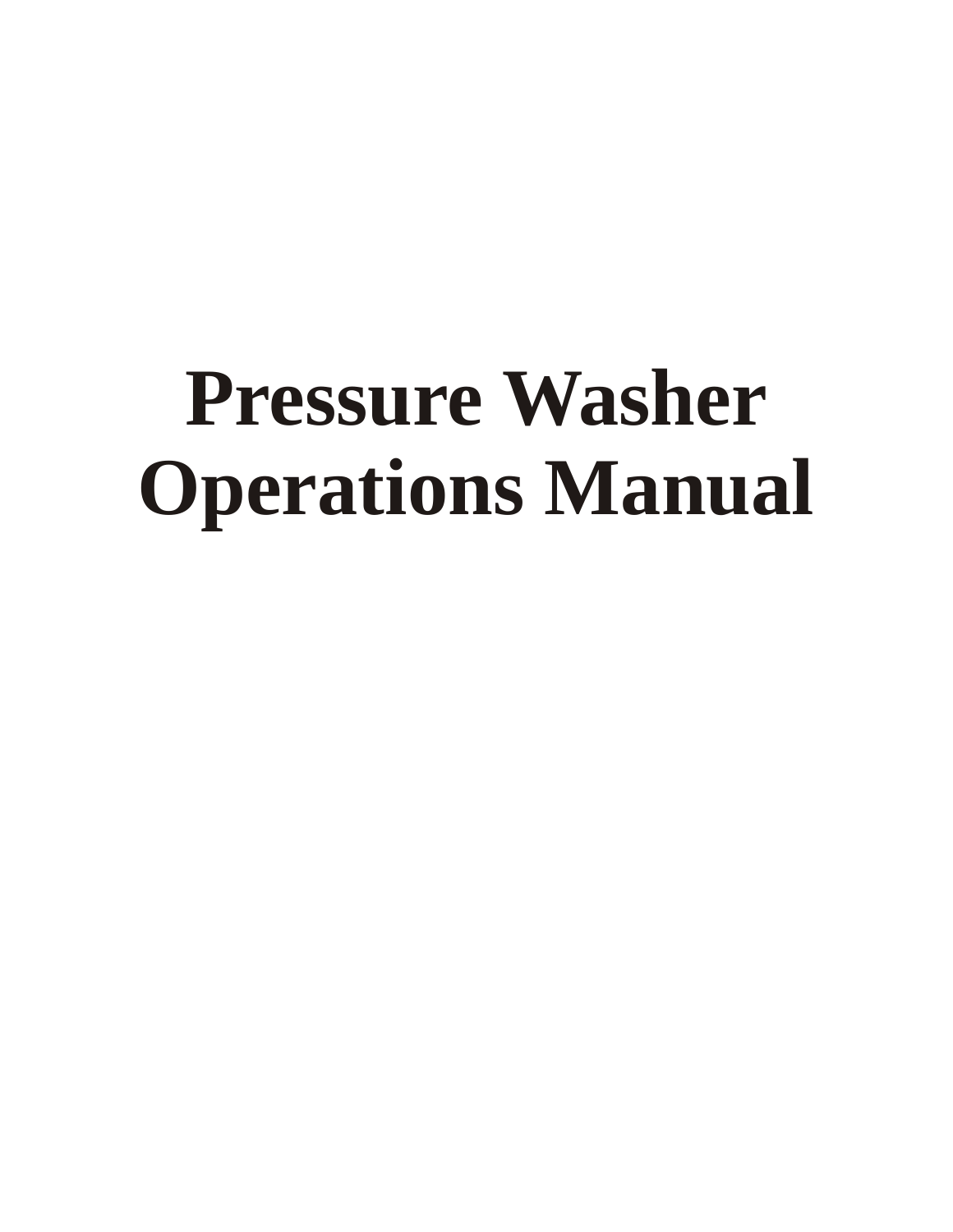# Pressure Washer Operations Manual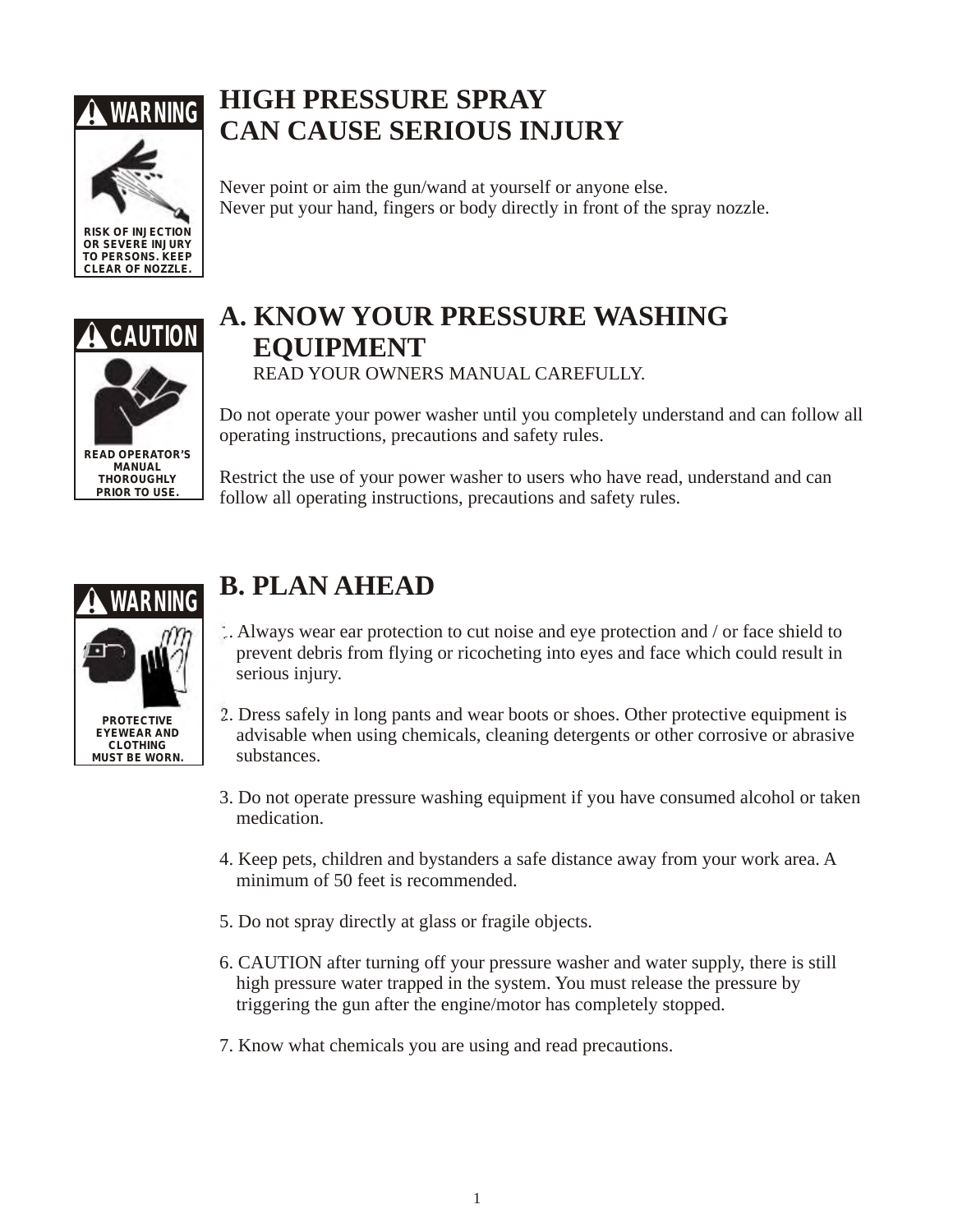WARNING

RISK OF INJECTION OR SEVERE INJURY TO PERSONS. KEEP CLEAR OF NOZZLE.

# HIGH PRESSURE SPRAY CAN CAUSE SERIOUS INJURY

Never point or aim the gun/wand at yourself or anyone else.
Never put your hand, fingers or body directly in front of the spray nozzle.

CAUTION

READ OPERATOR'S MANUAL THOROUGHLY PRIOR TO USE.

## A. KNOW YOUR PRESSURE WASHING EQUIPMENT

READ YOUR OWNERS MANUAL CAREFULLY.

Do not operate your power washer until you completely understand and can follow all operating instructions, precautions and safety rules.

Restrict the use of your power washer to users who have read, understand and can follow all operating instructions, precautions and safety rules.

WARNING

PROTECTIVE EYEWEAR AND CLOTHING MUST BE WORN.

## B. PLAN AHEAD

1. Always wear ear protection to cut noise and eye protection and / or face shield to prevent debris from flying or ricocheting into eyes and face which could result in serious injury.

2. Dress safely in long pants and wear boots or shoes. Other protective equipment is advisable when using chemicals, cleaning detergents or other corrosive or abrasive substances.

3. Do not operate pressure washing equipment if you have consumed alcohol or taken medication.

4. Keep pets, children and bystanders a safe distance away from your work area. A minimum of 50 feet is recommended.

5. Do not spray directly at glass or fragile objects.

6. CAUTION after turning off your pressure washer and water supply, there is still high pressure water trapped in the system. You must release the pressure by triggering the gun after the engine/motor has completely stopped.

7. Know what chemicals you are using and read precautions.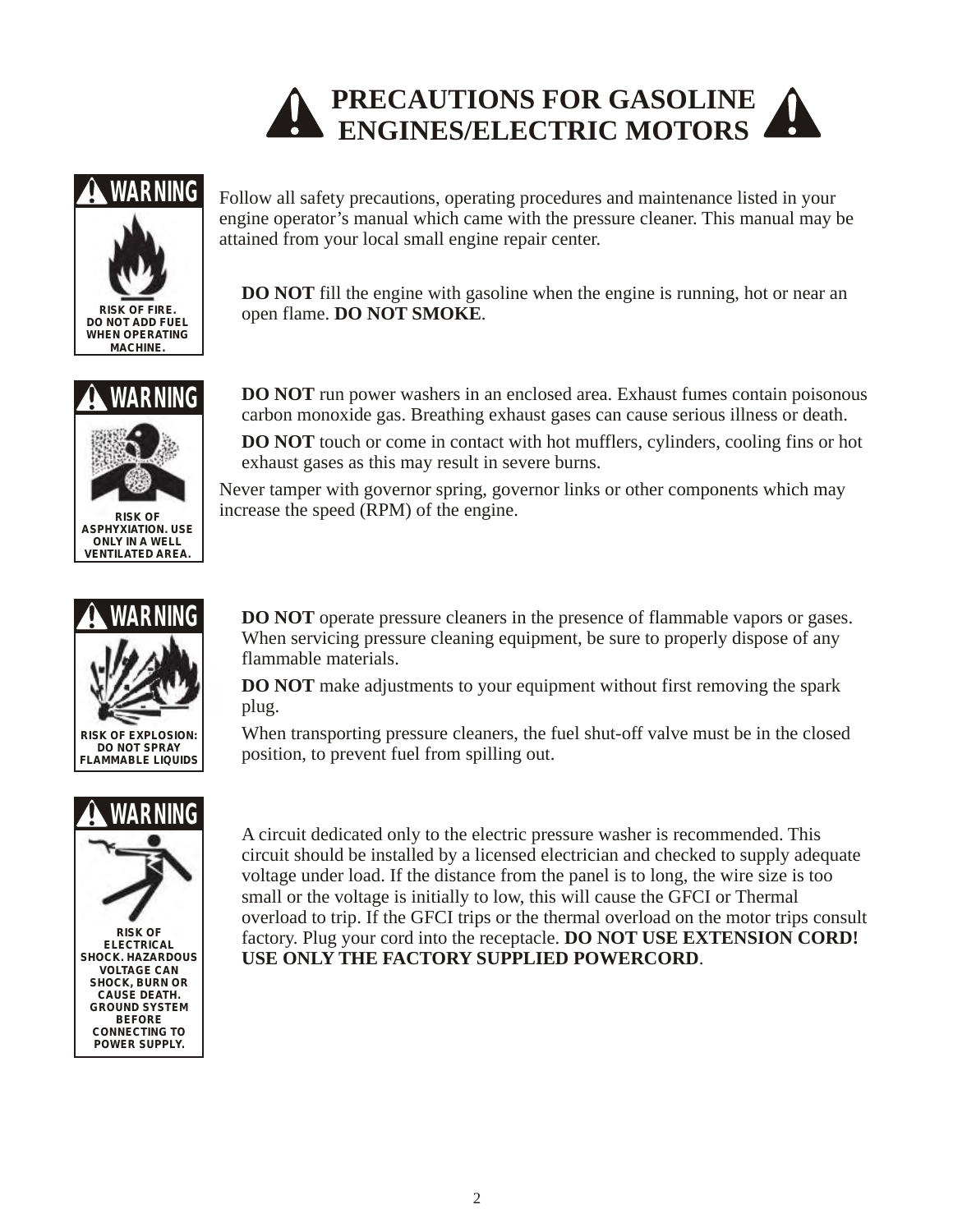# PRECAUTIONS FOR GASOLINE ENGINES/ELECTRIC MOTORS

**WARNING**

RISK OF FIRE. DO NOT ADD FUEL WHEN OPERATING MACHINE.

Follow all safety precautions, operating procedures and maintenance listed in your engine operator's manual which came with the pressure cleaner. This manual may be attained from your local small engine repair center.

**DO NOT** fill the engine with gasoline when the engine is running, hot or near an open flame. **DO NOT SMOKE**.

**WARNING**

RISK OF ASPHYXIATION. USE ONLY IN A WELL VENTILATED AREA.

**DO NOT** run power washers in an enclosed area. Exhaust fumes contain poisonous carbon monoxide gas. Breathing exhaust gases can cause serious illness or death.

**DO NOT** touch or come in contact with hot mufflers, cylinders, cooling fins or hot exhaust gases as this may result in severe burns.

Never tamper with governor spring, governor links or other components which may increase the speed (RPM) of the engine.

**WARNING**

RISK OF EXPLOSION: DO NOT SPRAY FLAMMABLE LIQUIDS

**DO NOT** operate pressure cleaners in the presence of flammable vapors or gases. When servicing pressure cleaning equipment, be sure to properly dispose of any flammable materials.

**DO NOT** make adjustments to your equipment without first removing the spark plug.

When transporting pressure cleaners, the fuel shut-off valve must be in the closed position, to prevent fuel from spilling out.

**WARNING**

RISK OF ELECTRICAL SHOCK. HAZARDOUS VOLTAGE CAN SHOCK, BURN OR CAUSE DEATH. GROUND SYSTEM BEFORE CONNECTING TO POWER SUPPLY.

A circuit dedicated only to the electric pressure washer is recommended. This circuit should be installed by a licensed electrician and checked to supply adequate voltage under load. If the distance from the panel is to long, the wire size is too small or the voltage is initially to low, this will cause the GFCI or Thermal overload to trip. If the GFCI trips or the thermal overload on the motor trips consult factory. Plug your cord into the receptacle. **DO NOT USE EXTENSION CORD! USE ONLY THE FACTORY SUPPLIED POWERCORD**.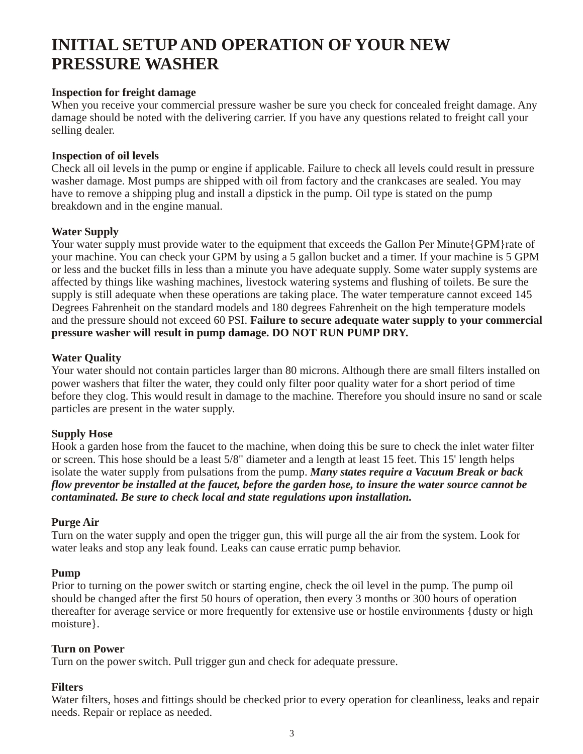# INITIAL SETUP AND OPERATION OF YOUR NEW PRESSURE WASHER

**Inspection for freight damage**
When you receive your commercial pressure washer be sure you check for concealed freight damage. Any damage should be noted with the delivering carrier. If you have any questions related to freight call your selling dealer.

**Inspection of oil levels**
Check all oil levels in the pump or engine if applicable. Failure to check all levels could result in pressure washer damage. Most pumps are shipped with oil from factory and the crankcases are sealed. You may have to remove a shipping plug and install a dipstick in the pump. Oil type is stated on the pump breakdown and in the engine manual.

**Water Supply**
Your water supply must provide water to the equipment that exceeds the Gallon Per Minute{GPM}rate of your machine. You can check your GPM by using a 5 gallon bucket and a timer. If your machine is 5 GPM or less and the bucket fills in less than a minute you have adequate supply. Some water supply systems are affected by things like washing machines, livestock watering systems and flushing of toilets. Be sure the supply is still adequate when these operations are taking place. The water temperature cannot exceed 145 Degrees Fahrenheit on the standard models and 180 degrees Fahrenheit on the high temperature models and the pressure should not exceed 60 PSI. **Failure to secure adequate water supply to your commercial pressure washer will result in pump damage. DO NOT RUN PUMP DRY.**

**Water Quality**
Your water should not contain particles larger than 80 microns. Although there are small filters installed on power washers that filter the water, they could only filter poor quality water for a short period of time before they clog. This would result in damage to the machine. Therefore you should insure no sand or scale particles are present in the water supply.

**Supply Hose**
Hook a garden hose from the faucet to the machine, when doing this be sure to check the inlet water filter or screen. This hose should be a least 5/8" diameter and a length at least 15 feet. This 15' length helps isolate the water supply from pulsations from the pump. ***Many states require a Vacuum Break or back flow preventor be installed at the faucet, before the garden hose, to insure the water source cannot be contaminated. Be sure to check local and state regulations upon installation.***

**Purge Air**
Turn on the water supply and open the trigger gun, this will purge all the air from the system. Look for water leaks and stop any leak found. Leaks can cause erratic pump behavior.

**Pump**
Prior to turning on the power switch or starting engine, check the oil level in the pump. The pump oil should be changed after the first 50 hours of operation, then every 3 months or 300 hours of operation thereafter for average service or more frequently for extensive use or hostile environments {dusty or high moisture}.

**Turn on Power**
Turn on the power switch. Pull trigger gun and check for adequate pressure.

**Filters**
Water filters, hoses and fittings should be checked prior to every operation for cleanliness, leaks and repair needs. Repair or replace as needed.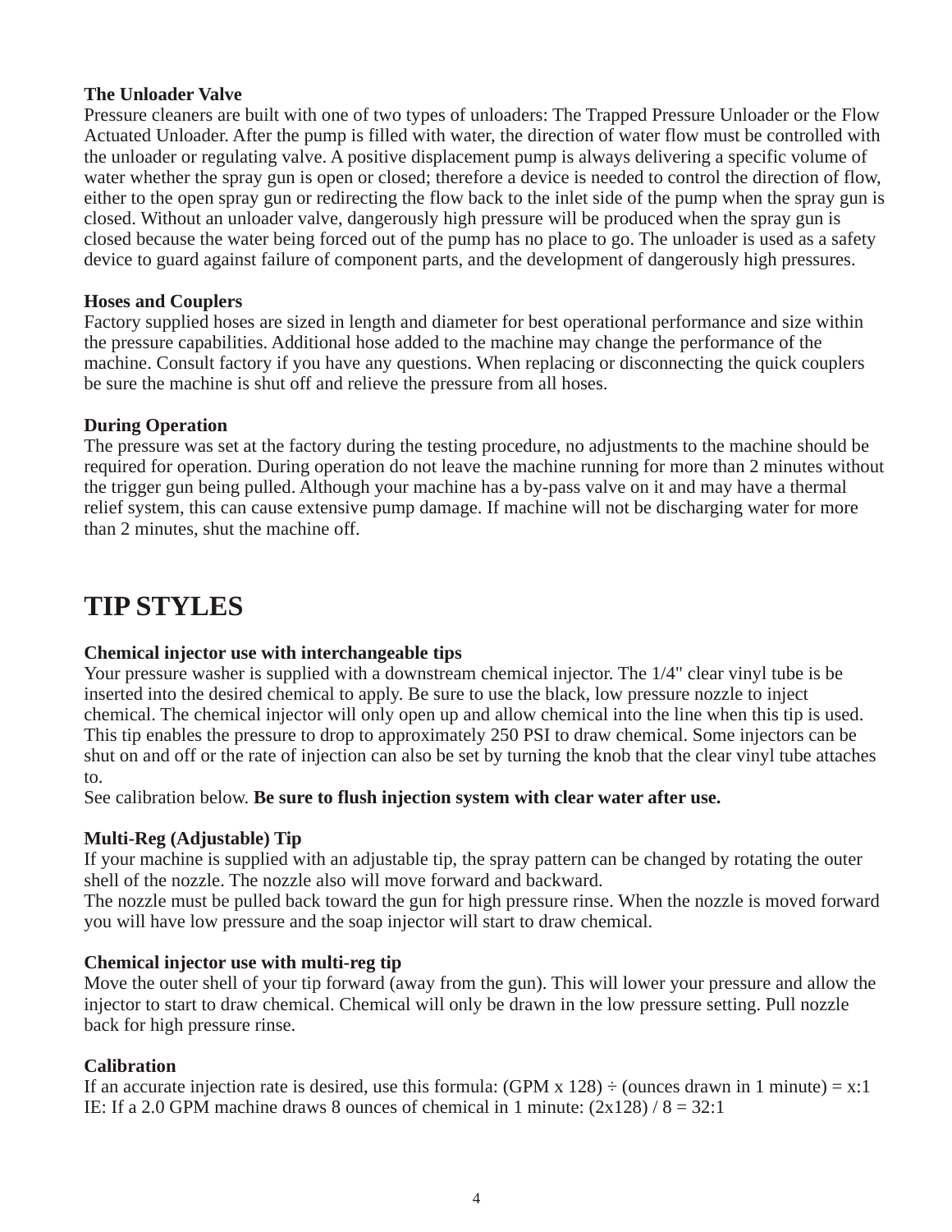**The Unloader Valve**

Pressure cleaners are built with one of two types of unloaders: The Trapped Pressure Unloader or the Flow Actuated Unloader. After the pump is filled with water, the direction of water flow must be controlled with the unloader or regulating valve. A positive displacement pump is always delivering a specific volume of water whether the spray gun is open or closed; therefore a device is needed to control the direction of flow, either to the open spray gun or redirecting the flow back to the inlet side of the pump when the spray gun is closed. Without an unloader valve, dangerously high pressure will be produced when the spray gun is closed because the water being forced out of the pump has no place to go. The unloader is used as a safety device to guard against failure of component parts, and the development of dangerously high pressures.

**Hoses and Couplers**

Factory supplied hoses are sized in length and diameter for best operational performance and size within the pressure capabilities. Additional hose added to the machine may change the performance of the machine. Consult factory if you have any questions. When replacing or disconnecting the quick couplers be sure the machine is shut off and relieve the pressure from all hoses.

**During Operation**

The pressure was set at the factory during the testing procedure, no adjustments to the machine should be required for operation. During operation do not leave the machine running for more than 2 minutes without the trigger gun being pulled. Although your machine has a by-pass valve on it and may have a thermal relief system, this can cause extensive pump damage. If machine will not be discharging water for more than 2 minutes, shut the machine off.

# TIP STYLES

**Chemical injector use with interchangeable tips**

Your pressure washer is supplied with a downstream chemical injector. The 1/4" clear vinyl tube is be inserted into the desired chemical to apply. Be sure to use the black, low pressure nozzle to inject chemical. The chemical injector will only open up and allow chemical into the line when this tip is used. This tip enables the pressure to drop to approximately 250 PSI to draw chemical. Some injectors can be shut on and off or the rate of injection can also be set by turning the knob that the clear vinyl tube attaches to.

See calibration below. **Be sure to flush injection system with clear water after use.**

**Multi-Reg (Adjustable) Tip**

If your machine is supplied with an adjustable tip, the spray pattern can be changed by rotating the outer shell of the nozzle. The nozzle also will move forward and backward.

The nozzle must be pulled back toward the gun for high pressure rinse. When the nozzle is moved forward you will have low pressure and the soap injector will start to draw chemical.

**Chemical injector use with multi-reg tip**

Move the outer shell of your tip forward (away from the gun). This will lower your pressure and allow the injector to start to draw chemical. Chemical will only be drawn in the low pressure setting. Pull nozzle back for high pressure rinse.

**Calibration**

If an accurate injection rate is desired, use this formula: (GPM x 128) ÷ (ounces drawn in 1 minute) = x:1

IE: If a 2.0 GPM machine draws 8 ounces of chemical in 1 minute: (2x128) / 8 = 32:1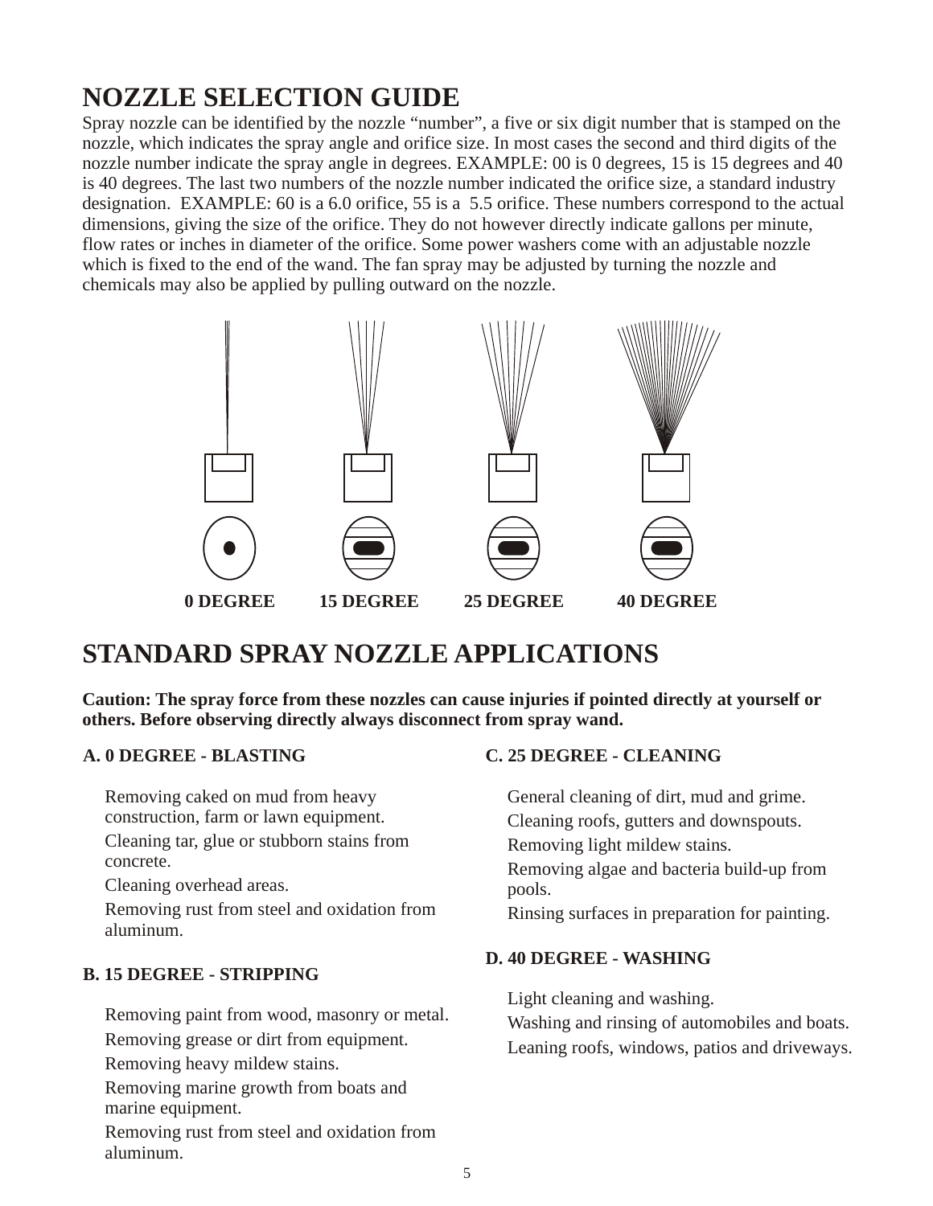# NOZZLE SELECTION GUIDE

Spray nozzle can be identified by the nozzle “number”, a five or six digit number that is stamped on the nozzle, which indicates the spray angle and orifice size. In most cases the second and third digits of the nozzle number indicate the spray angle in degrees. EXAMPLE: 00 is 0 degrees, 15 is 15 degrees and 40 is 40 degrees. The last two numbers of the nozzle number indicated the orifice size, a standard industry designation. EXAMPLE: 60 is a 6.0 orifice, 55 is a 5.5 orifice. These numbers correspond to the actual dimensions, giving the size of the orifice. They do not however directly indicate gallons per minute, flow rates or inches in diameter of the orifice. Some power washers come with an adjustable nozzle which is fixed to the end of the wand. The fan spray may be adjusted by turning the nozzle and chemicals may also be applied by pulling outward on the nozzle.

**0 DEGREE** **15 DEGREE** **25 DEGREE** **40 DEGREE**

# STANDARD SPRAY NOZZLE APPLICATIONS

**Caution: The spray force from these nozzles can cause injuries if pointed directly at yourself or others. Before observing directly always disconnect from spray wand.**

**A. 0 DEGREE - BLASTING**

Removing caked on mud from heavy construction, farm or lawn equipment.

Cleaning tar, glue or stubborn stains from concrete.

Cleaning overhead areas.

Removing rust from steel and oxidation from aluminum.

**B. 15 DEGREE - STRIPPING**

Removing paint from wood, masonry or metal.

Removing grease or dirt from equipment.

Removing heavy mildew stains.

Removing marine growth from boats and marine equipment.

Removing rust from steel and oxidation from aluminum.

**C. 25 DEGREE - CLEANING**

General cleaning of dirt, mud and grime.

Cleaning roofs, gutters and downspouts.

Removing light mildew stains.

Removing algae and bacteria build-up from pools.

Rinsing surfaces in preparation for painting.

**D. 40 DEGREE - WASHING**

Light cleaning and washing.

Washing and rinsing of automobiles and boats.

Leaning roofs, windows, patios and driveways.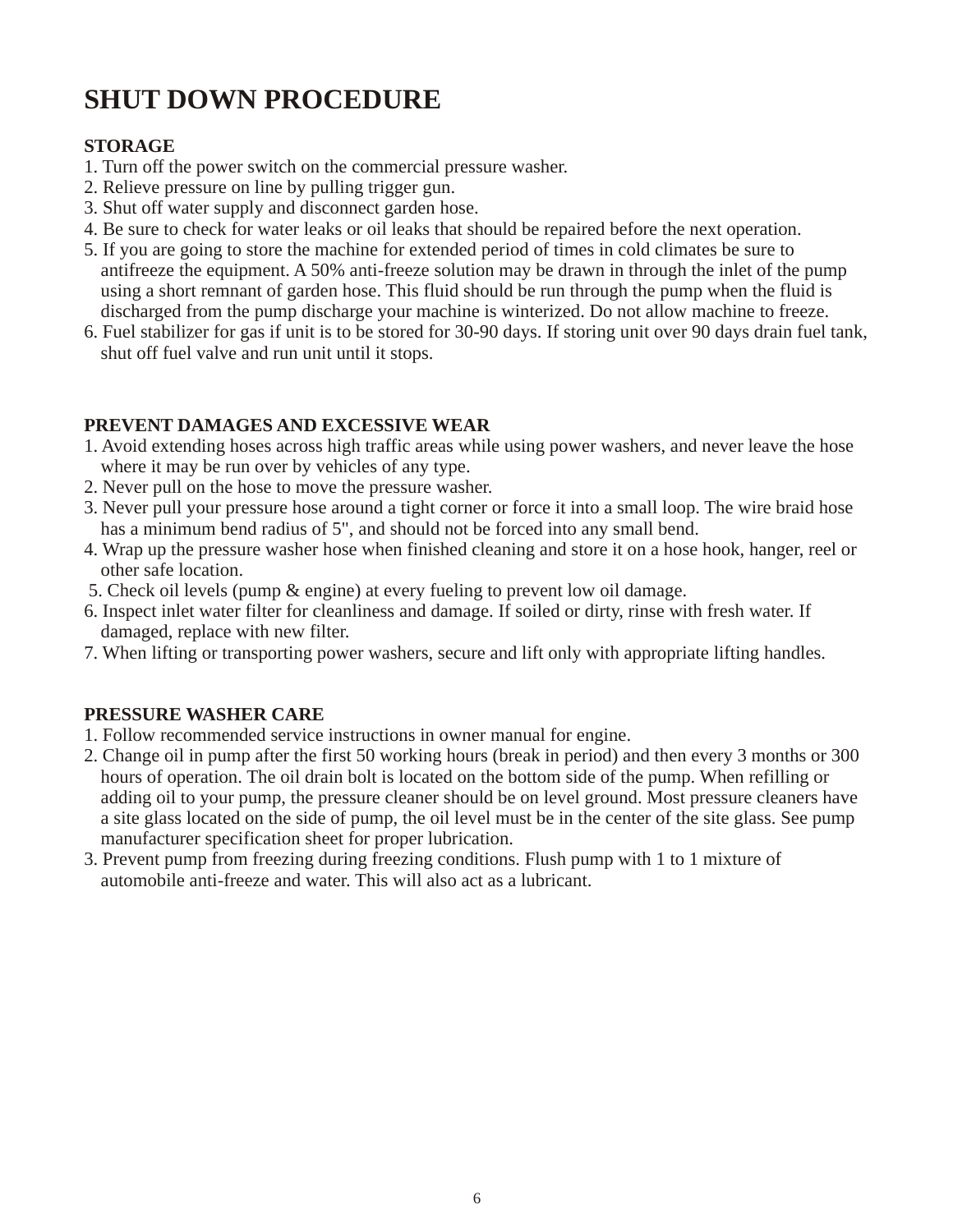# SHUT DOWN PROCEDURE

**STORAGE**

1. Turn off the power switch on the commercial pressure washer.
2. Relieve pressure on line by pulling trigger gun.
3. Shut off water supply and disconnect garden hose.
4. Be sure to check for water leaks or oil leaks that should be repaired before the next operation.
5. If you are going to store the machine for extended period of times in cold climates be sure to antifreeze the equipment. A 50% anti-freeze solution may be drawn in through the inlet of the pump using a short remnant of garden hose. This fluid should be run through the pump when the fluid is discharged from the pump discharge your machine is winterized. Do not allow machine to freeze.
6. Fuel stabilizer for gas if unit is to be stored for 30-90 days. If storing unit over 90 days drain fuel tank, shut off fuel valve and run unit until it stops.

**PREVENT DAMAGES AND EXCESSIVE WEAR**

1. Avoid extending hoses across high traffic areas while using power washers, and never leave the hose where it may be run over by vehicles of any type.
2. Never pull on the hose to move the pressure washer.
3. Never pull your pressure hose around a tight corner or force it into a small loop. The wire braid hose has a minimum bend radius of 5", and should not be forced into any small bend.
4. Wrap up the pressure washer hose when finished cleaning and store it on a hose hook, hanger, reel or other safe location.
5. Check oil levels (pump & engine) at every fueling to prevent low oil damage.
6. Inspect inlet water filter for cleanliness and damage. If soiled or dirty, rinse with fresh water. If damaged, replace with new filter.
7. When lifting or transporting power washers, secure and lift only with appropriate lifting handles.

**PRESSURE WASHER CARE**

1. Follow recommended service instructions in owner manual for engine.
2. Change oil in pump after the first 50 working hours (break in period) and then every 3 months or 300 hours of operation. The oil drain bolt is located on the bottom side of the pump. When refilling or adding oil to your pump, the pressure cleaner should be on level ground. Most pressure cleaners have a site glass located on the side of pump, the oil level must be in the center of the site glass. See pump manufacturer specification sheet for proper lubrication.
3. Prevent pump from freezing during freezing conditions. Flush pump with 1 to 1 mixture of automobile anti-freeze and water. This will also act as a lubricant.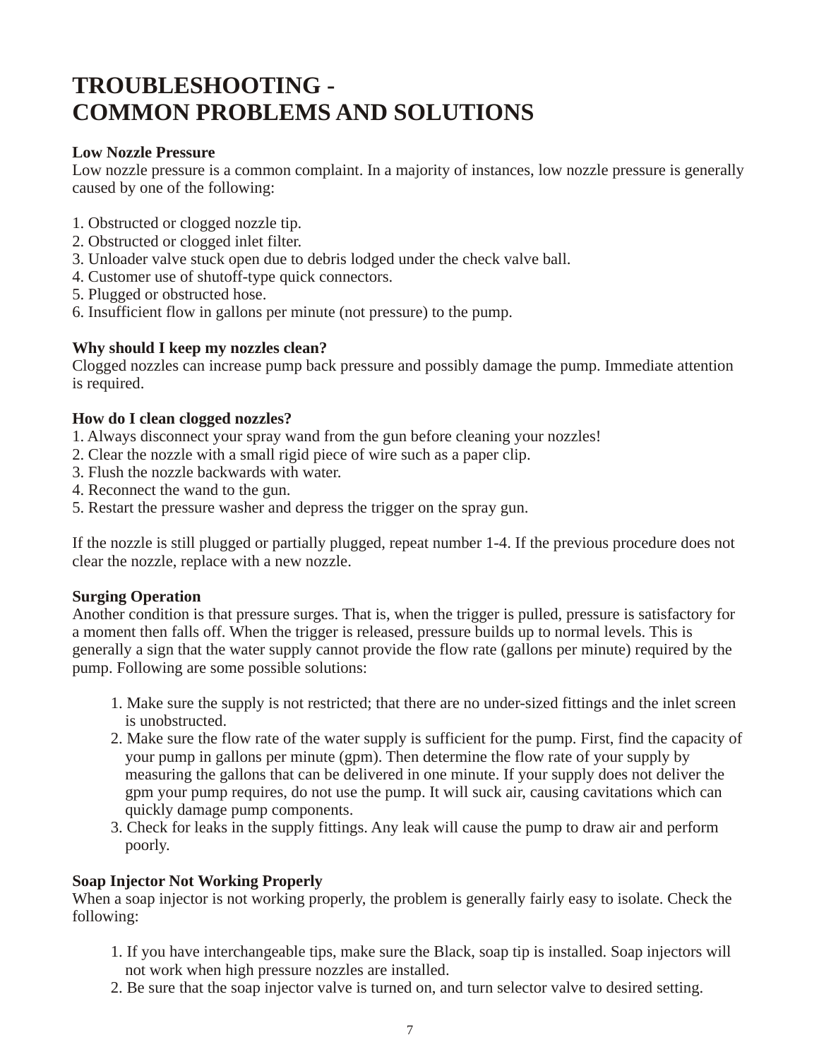# TROUBLESHOOTING - COMMON PROBLEMS AND SOLUTIONS

**Low Nozzle Pressure**

Low nozzle pressure is a common complaint. In a majority of instances, low nozzle pressure is generally caused by one of the following:

1. Obstructed or clogged nozzle tip.
2. Obstructed or clogged inlet filter.
3. Unloader valve stuck open due to debris lodged under the check valve ball.
4. Customer use of shutoff-type quick connectors.
5. Plugged or obstructed hose.
6. Insufficient flow in gallons per minute (not pressure) to the pump.

**Why should I keep my nozzles clean?**

Clogged nozzles can increase pump back pressure and possibly damage the pump. Immediate attention is required.

**How do I clean clogged nozzles?**

1. Always disconnect your spray wand from the gun before cleaning your nozzles!
2. Clear the nozzle with a small rigid piece of wire such as a paper clip.
3. Flush the nozzle backwards with water.
4. Reconnect the wand to the gun.
5. Restart the pressure washer and depress the trigger on the spray gun.

If the nozzle is still plugged or partially plugged, repeat number 1-4. If the previous procedure does not clear the nozzle, replace with a new nozzle.

**Surging Operation**

Another condition is that pressure surges. That is, when the trigger is pulled, pressure is satisfactory for a moment then falls off. When the trigger is released, pressure builds up to normal levels. This is generally a sign that the water supply cannot provide the flow rate (gallons per minute) required by the pump. Following are some possible solutions:

1. Make sure the supply is not restricted; that there are no under-sized fittings and the inlet screen is unobstructed.
2. Make sure the flow rate of the water supply is sufficient for the pump. First, find the capacity of your pump in gallons per minute (gpm). Then determine the flow rate of your supply by measuring the gallons that can be delivered in one minute. If your supply does not deliver the gpm your pump requires, do not use the pump. It will suck air, causing cavitations which can quickly damage pump components.
3. Check for leaks in the supply fittings. Any leak will cause the pump to draw air and perform poorly.

**Soap Injector Not Working Properly**

When a soap injector is not working properly, the problem is generally fairly easy to isolate. Check the following:

1. If you have interchangeable tips, make sure the Black, soap tip is installed. Soap injectors will not work when high pressure nozzles are installed.
2. Be sure that the soap injector valve is turned on, and turn selector valve to desired setting.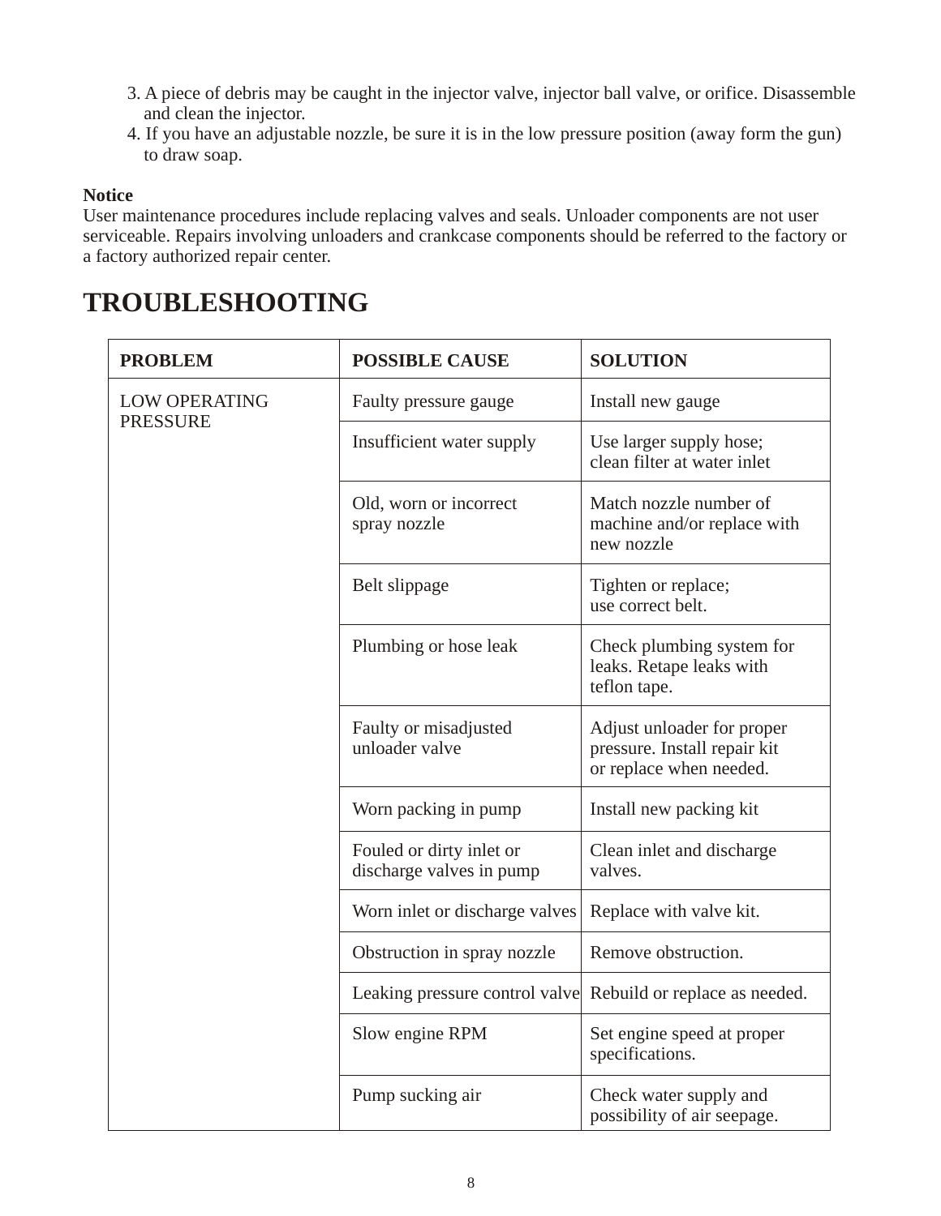3. A piece of debris may be caught in the injector valve, injector ball valve, or orifice. Disassemble and clean the injector.
4. If you have an adjustable nozzle, be sure it is in the low pressure position (away form the gun) to draw soap.

**Notice**
User maintenance procedures include replacing valves and seals. Unloader components are not user serviceable. Repairs involving unloaders and crankcase components should be referred to the factory or a factory authorized repair center.

# TROUBLESHOOTING

| PROBLEM | POSSIBLE CAUSE | SOLUTION |
|---|---|---|
| LOW OPERATING PRESSURE | Faulty pressure gauge | Install new gauge |
| | Insufficient water supply | Use larger supply hose; clean filter at water inlet |
| | Old, worn or incorrect spray nozzle | Match nozzle number of machine and/or replace with new nozzle |
| | Belt slippage | Tighten or replace; use correct belt. |
| | Plumbing or hose leak | Check plumbing system for leaks. Retape leaks with teflon tape. |
| | Faulty or misadjusted unloader valve | Adjust unloader for proper pressure. Install repair kit or replace when needed. |
| | Worn packing in pump | Install new packing kit |
| | Fouled or dirty inlet or discharge valves in pump | Clean inlet and discharge valves. |
| | Worn inlet or discharge valves | Replace with valve kit. |
| | Obstruction in spray nozzle | Remove obstruction. |
| | Leaking pressure control valve | Rebuild or replace as needed. |
| | Slow engine RPM | Set engine speed at proper specifications. |
| | Pump sucking air | Check water supply and possibility of air seepage. |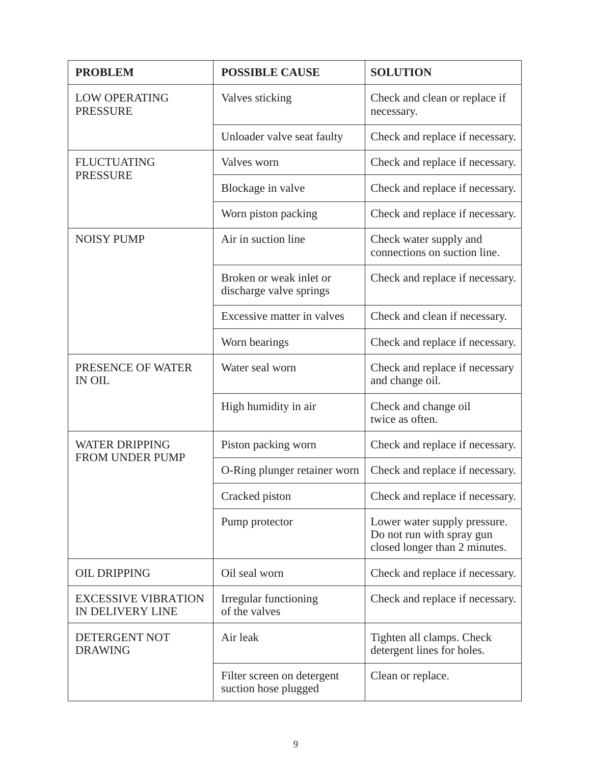| PROBLEM | POSSIBLE CAUSE | SOLUTION |
| --- | --- | --- |
| LOW OPERATING PRESSURE | Valves sticking | Check and clean or replace if necessary. |
| | Unloader valve seat faulty | Check and replace if necessary. |
| FLUCTUATING PRESSURE | Valves worn | Check and replace if necessary. |
| | Blockage in valve | Check and replace if necessary. |
| | Worn piston packing | Check and replace if necessary. |
| NOISY PUMP | Air in suction line | Check water supply and connections on suction line. |
| | Broken or weak inlet or discharge valve springs | Check and replace if necessary. |
| | Excessive matter in valves | Check and clean if necessary. |
| | Worn bearings | Check and replace if necessary. |
| PRESENCE OF WATER IN OIL | Water seal worn | Check and replace if necessary and change oil. |
| | High humidity in air | Check and change oil twice as often. |
| WATER DRIPPING FROM UNDER PUMP | Piston packing worn | Check and replace if necessary. |
| | O-Ring plunger retainer worn | Check and replace if necessary. |
| | Cracked piston | Check and replace if necessary. |
| | Pump protector | Lower water supply pressure. Do not run with spray gun closed longer than 2 minutes. |
| OIL DRIPPING | Oil seal worn | Check and replace if necessary. |
| EXCESSIVE VIBRATION IN DELIVERY LINE | Irregular functioning of the valves | Check and replace if necessary. |
| DETERGENT NOT DRAWING | Air leak | Tighten all clamps. Check detergent lines for holes. |
| | Filter screen on detergent suction hose plugged | Clean or replace. |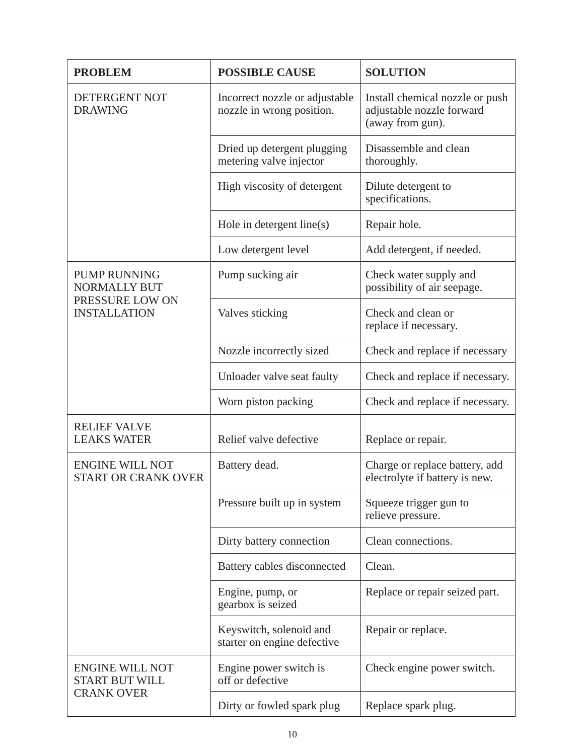| PROBLEM | POSSIBLE CAUSE | SOLUTION |
|---|---|---|
| DETERGENT NOT DRAWING | Incorrect nozzle or adjustable nozzle in wrong position. | Install chemical nozzle or push adjustable nozzle forward (away from gun). |
| | Dried up detergent plugging metering valve injector | Disassemble and clean thoroughly. |
| | High viscosity of detergent | Dilute detergent to specifications. |
| | Hole in detergent line(s) | Repair hole. |
| | Low detergent level | Add detergent, if needed. |
| PUMP RUNNING NORMALLY BUT PRESSURE LOW ON INSTALLATION | Pump sucking air | Check water supply and possibility of air seepage. |
| | Valves sticking | Check and clean or replace if necessary. |
| | Nozzle incorrectly sized | Check and replace if necessary |
| | Unloader valve seat faulty | Check and replace if necessary. |
| | Worn piston packing | Check and replace if necessary. |
| RELIEF VALVE LEAKS WATER | Relief valve defective | Replace or repair. |
| ENGINE WILL NOT START OR CRANK OVER | Battery dead. | Charge or replace battery, add electrolyte if battery is new. |
| | Pressure built up in system | Squeeze trigger gun to relieve pressure. |
| | Dirty battery connection | Clean connections. |
| | Battery cables disconnected | Clean. |
| | Engine, pump, or gearbox is seized | Replace or repair seized part. |
| | Keyswitch, solenoid and starter on engine defective | Repair or replace. |
| ENGINE WILL NOT START BUT WILL CRANK OVER | Engine power switch is off or defective | Check engine power switch. |
| | Dirty or fowled spark plug | Replace spark plug. |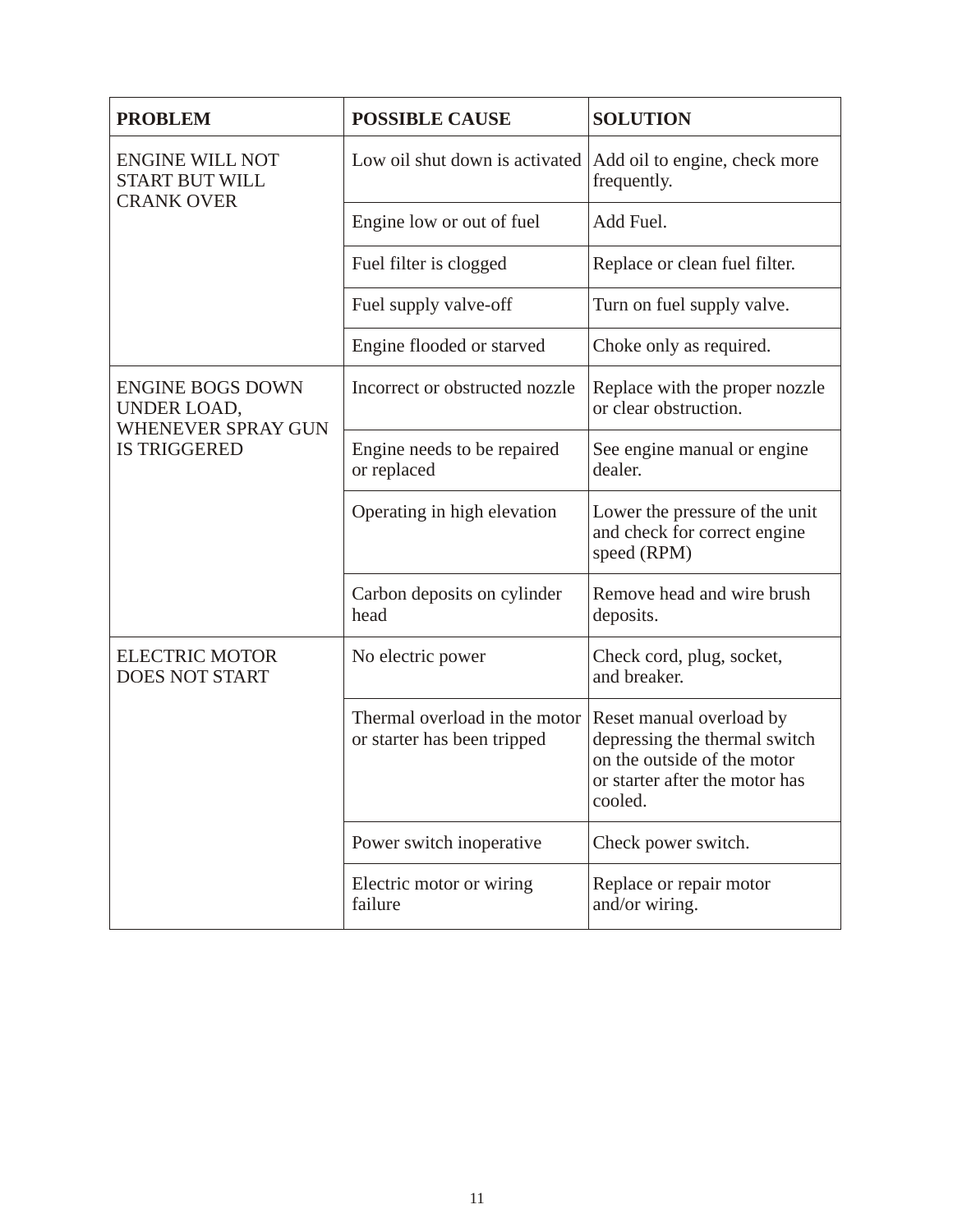| PROBLEM | POSSIBLE CAUSE | SOLUTION |
|---|---|---|
| ENGINE WILL NOT START BUT WILL CRANK OVER | Low oil shut down is activated | Add oil to engine, check more frequently. |
| | Engine low or out of fuel | Add Fuel. |
| | Fuel filter is clogged | Replace or clean fuel filter. |
| | Fuel supply valve-off | Turn on fuel supply valve. |
| | Engine flooded or starved | Choke only as required. |
| ENGINE BOGS DOWN UNDER LOAD, WHENEVER SPRAY GUN IS TRIGGERED | Incorrect or obstructed nozzle | Replace with the proper nozzle or clear obstruction. |
| | Engine needs to be repaired or replaced | See engine manual or engine dealer. |
| | Operating in high elevation | Lower the pressure of the unit and check for correct engine speed (RPM) |
| | Carbon deposits on cylinder head | Remove head and wire brush deposits. |
| ELECTRIC MOTOR DOES NOT START | No electric power | Check cord, plug, socket, and breaker. |
| | Thermal overload in the motor or starter has been tripped | Reset manual overload by depressing the thermal switch on the outside of the motor or starter after the motor has cooled. |
| | Power switch inoperative | Check power switch. |
| | Electric motor or wiring failure | Replace or repair motor and/or wiring. |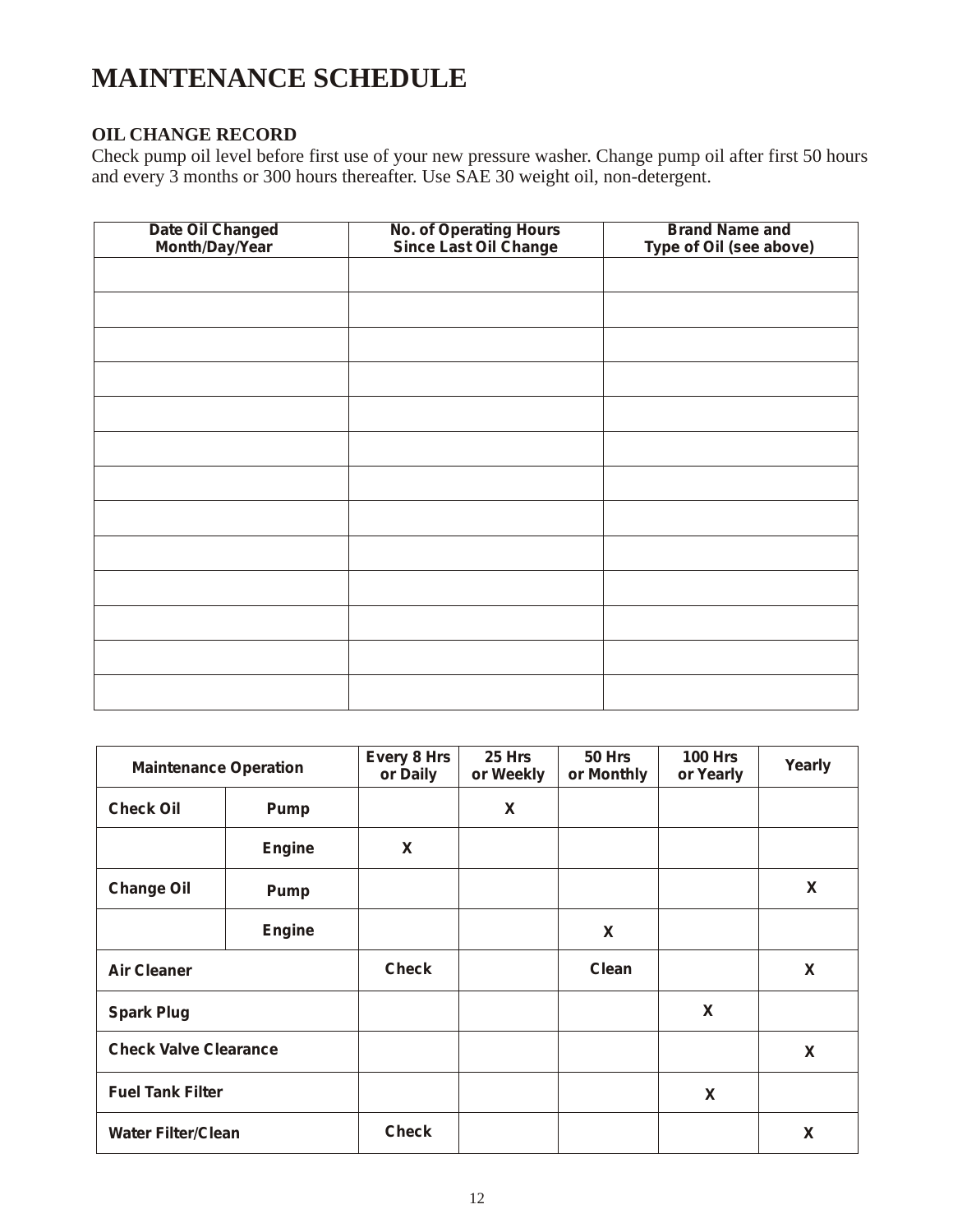# MAINTENANCE SCHEDULE

**OIL CHANGE RECORD**

Check pump oil level before first use of your new pressure washer. Change pump oil after first 50 hours and every 3 months or 300 hours thereafter. Use SAE 30 weight oil, non-detergent.

| Date Oil Changed Month/Day/Year | No. of Operating Hours Since Last Oil Change | Brand Name and Type of Oil (see above) |
|---|---|---|
| | | |
| | | |
| | | |
| | | |
| | | |
| | | |
| | | |
| | | |
| | | |
| | | |
| | | |
| | | |
| | | |

| Maintenance Operation | | Every 8 Hrs or Daily | 25 Hrs or Weekly | 50 Hrs or Monthly | 100 Hrs or Yearly | Yearly |
|---|---|---|---|---|---|---|
| Check Oil | Pump | | X | | | |
| | Engine | X | | | | |
| Change Oil | Pump | | | | | X |
| | Engine | | | X | | |
| Air Cleaner | | Check | | Clean | | X |
| Spark Plug | | | | | X | |
| Check Valve Clearance | | | | | | X |
| Fuel Tank Filter | | | | | X | |
| Water Filter/Clean | | Check | | | | X |